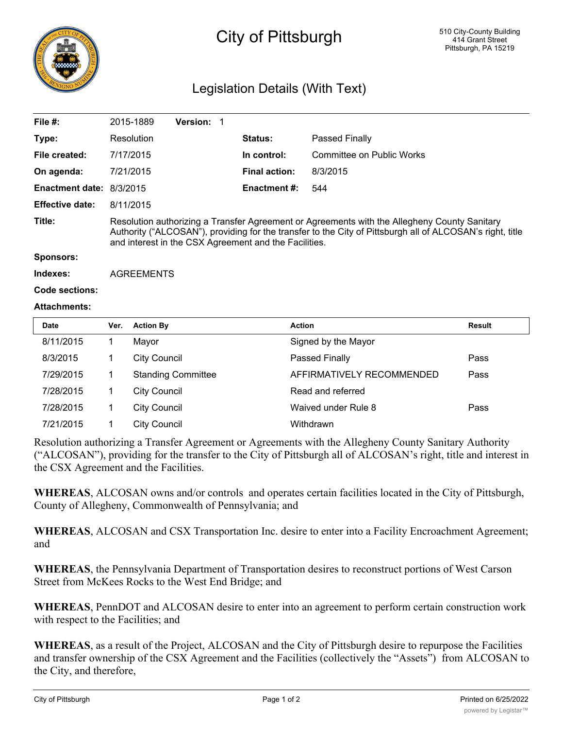# City of Pittsburgh

510 City-County Building
414 Grant Street
Pittsburgh, PA 15219

## Legislation Details (With Text)

| | | | |
|---|---|---|---|
| **File #:** | 2015-1889 **Version:** 1 | | |
| **Type:** | Resolution | **Status:** | Passed Finally |
| **File created:** | 7/17/2015 | **In control:** | Committee on Public Works |
| **On agenda:** | 7/21/2015 | **Final action:** | 8/3/2015 |
| **Enactment date:** | 8/3/2015 | **Enactment #:** | 544 |
| **Effective date:** | 8/11/2015 | | |

**Title:** Resolution authorizing a Transfer Agreement or Agreements with the Allegheny County Sanitary Authority ("ALCOSAN"), providing for the transfer to the City of Pittsburgh all of ALCOSAN's right, title and interest in the CSX Agreement and the Facilities.

**Sponsors:**

**Indexes:** AGREEMENTS

**Code sections:**

**Attachments:**

| Date | Ver. | Action By | Action | Result |
|---|---|---|---|---|
| 8/11/2015 | 1 | Mayor | Signed by the Mayor | |
| 8/3/2015 | 1 | City Council | Passed Finally | Pass |
| 7/29/2015 | 1 | Standing Committee | AFFIRMATIVELY RECOMMENDED | Pass |
| 7/28/2015 | 1 | City Council | Read and referred | |
| 7/28/2015 | 1 | City Council | Waived under Rule 8 | Pass |
| 7/21/2015 | 1 | City Council | Withdrawn | |

Resolution authorizing a Transfer Agreement or Agreements with the Allegheny County Sanitary Authority ("ALCOSAN"), providing for the transfer to the City of Pittsburgh all of ALCOSAN's right, title and interest in the CSX Agreement and the Facilities.

**WHEREAS**, ALCOSAN owns and/or controls and operates certain facilities located in the City of Pittsburgh, County of Allegheny, Commonwealth of Pennsylvania; and

**WHEREAS**, ALCOSAN and CSX Transportation Inc. desire to enter into a Facility Encroachment Agreement; and

**WHEREAS**, the Pennsylvania Department of Transportation desires to reconstruct portions of West Carson Street from McKees Rocks to the West End Bridge; and

**WHEREAS**, PennDOT and ALCOSAN desire to enter into an agreement to perform certain construction work with respect to the Facilities; and

**WHEREAS**, as a result of the Project, ALCOSAN and the City of Pittsburgh desire to repurpose the Facilities and transfer ownership of the CSX Agreement and the Facilities (collectively the "Assets") from ALCOSAN to the City, and therefore,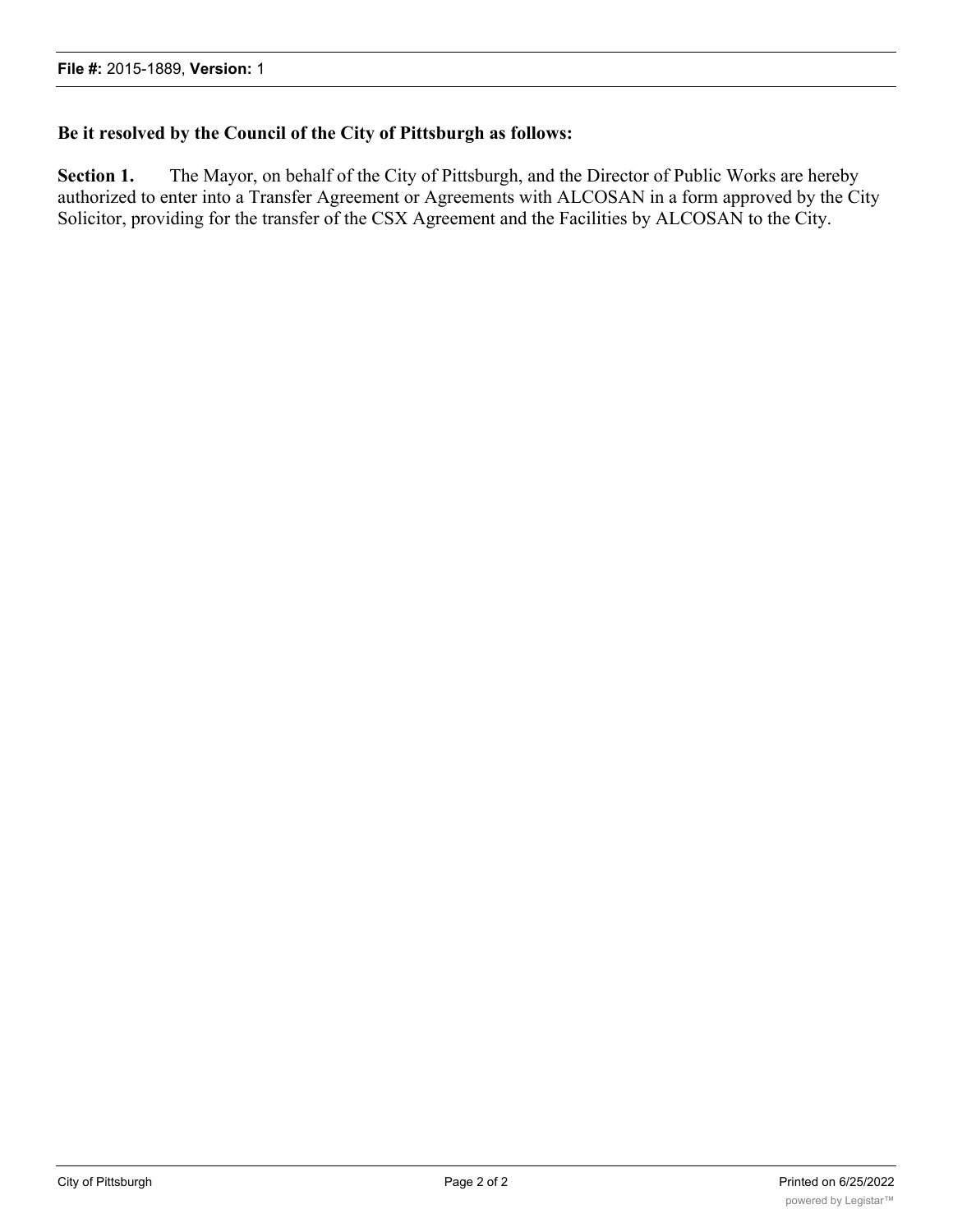**Be it resolved by the Council of the City of Pittsburgh as follows:**

**Section 1.** The Mayor, on behalf of the City of Pittsburgh, and the Director of Public Works are hereby authorized to enter into a Transfer Agreement or Agreements with ALCOSAN in a form approved by the City Solicitor, providing for the transfer of the CSX Agreement and the Facilities by ALCOSAN to the City.